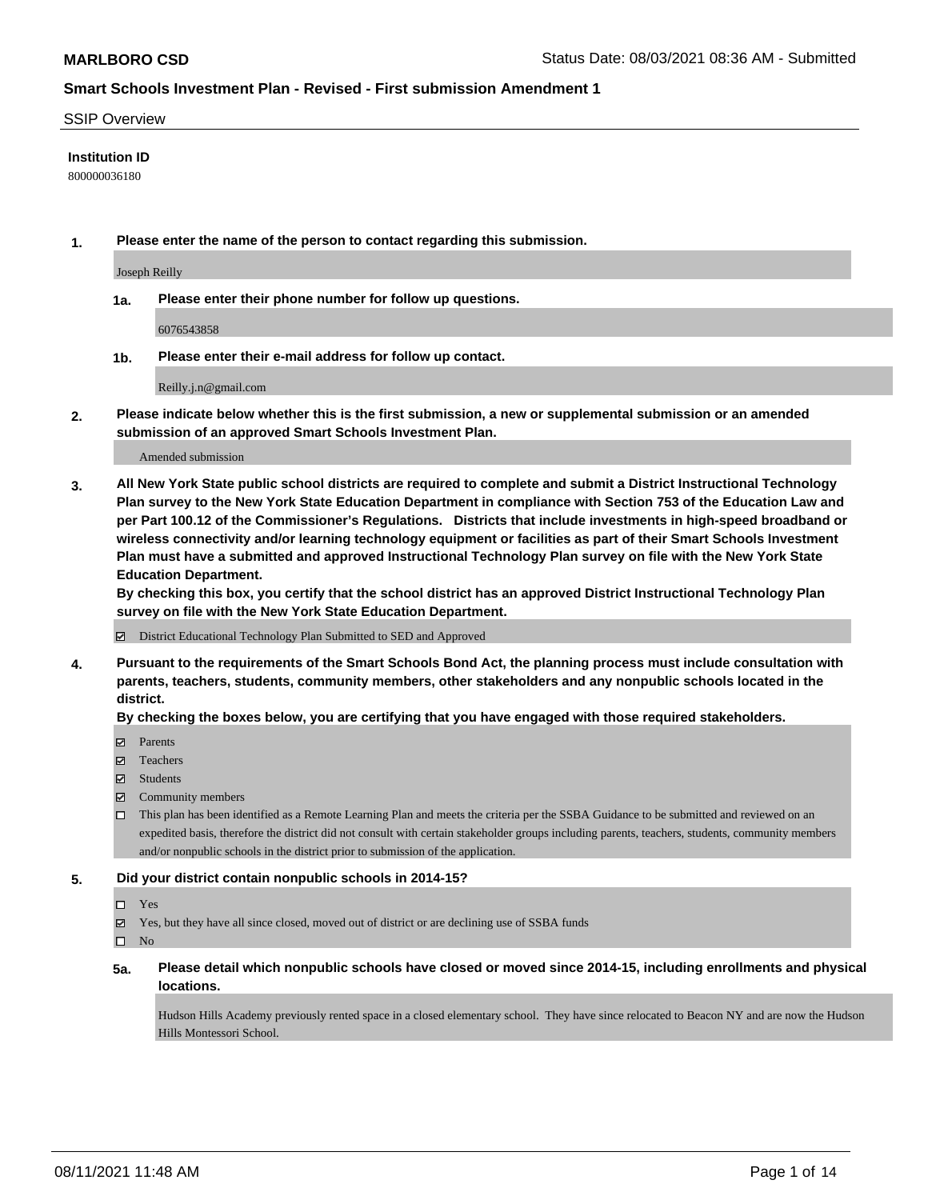**MARLBORO CSD** Status Date: 08/03/2021 08:36 AM - Submitted

## Smart Schools Investment Plan - Revised - First submission Amendment 1

SSIP Overview

**Institution ID**

800000036180

**1. Please enter the name of the person to contact regarding this submission.**

Joseph Reilly

**1a. Please enter their phone number for follow up questions.**

6076543858

**1b. Please enter their e-mail address for follow up contact.**

Reilly.j.n@gmail.com

**2. Please indicate below whether this is the first submission, a new or supplemental submission or an amended submission of an approved Smart Schools Investment Plan.**

Amended submission

**3. All New York State public school districts are required to complete and submit a District Instructional Technology Plan survey to the New York State Education Department in compliance with Section 753 of the Education Law and per Part 100.12 of the Commissioner's Regulations. Districts that include investments in high-speed broadband or wireless connectivity and/or learning technology equipment or facilities as part of their Smart Schools Investment Plan must have a submitted and approved Instructional Technology Plan survey on file with the New York State Education Department.**

**By checking this box, you certify that the school district has an approved District Instructional Technology Plan survey on file with the New York State Education Department.**

☑ District Educational Technology Plan Submitted to SED and Approved

**4. Pursuant to the requirements of the Smart Schools Bond Act, the planning process must include consultation with parents, teachers, students, community members, other stakeholders and any nonpublic schools located in the district.**

**By checking the boxes below, you are certifying that you have engaged with those required stakeholders.**

☑ Parents

☑ Teachers

☑ Students

☑ Community members

☐ This plan has been identified as a Remote Learning Plan and meets the criteria per the SSBA Guidance to be submitted and reviewed on an expedited basis, therefore the district did not consult with certain stakeholder groups including parents, teachers, students, community members and/or nonpublic schools in the district prior to submission of the application.

**5. Did your district contain nonpublic schools in 2014-15?**

☐ Yes

☑ Yes, but they have all since closed, moved out of district or are declining use of SSBA funds

☐ No

**5a. Please detail which nonpublic schools have closed or moved since 2014-15, including enrollments and physical locations.**

Hudson Hills Academy previously rented space in a closed elementary school. They have since relocated to Beacon NY and are now the Hudson Hills Montessori School.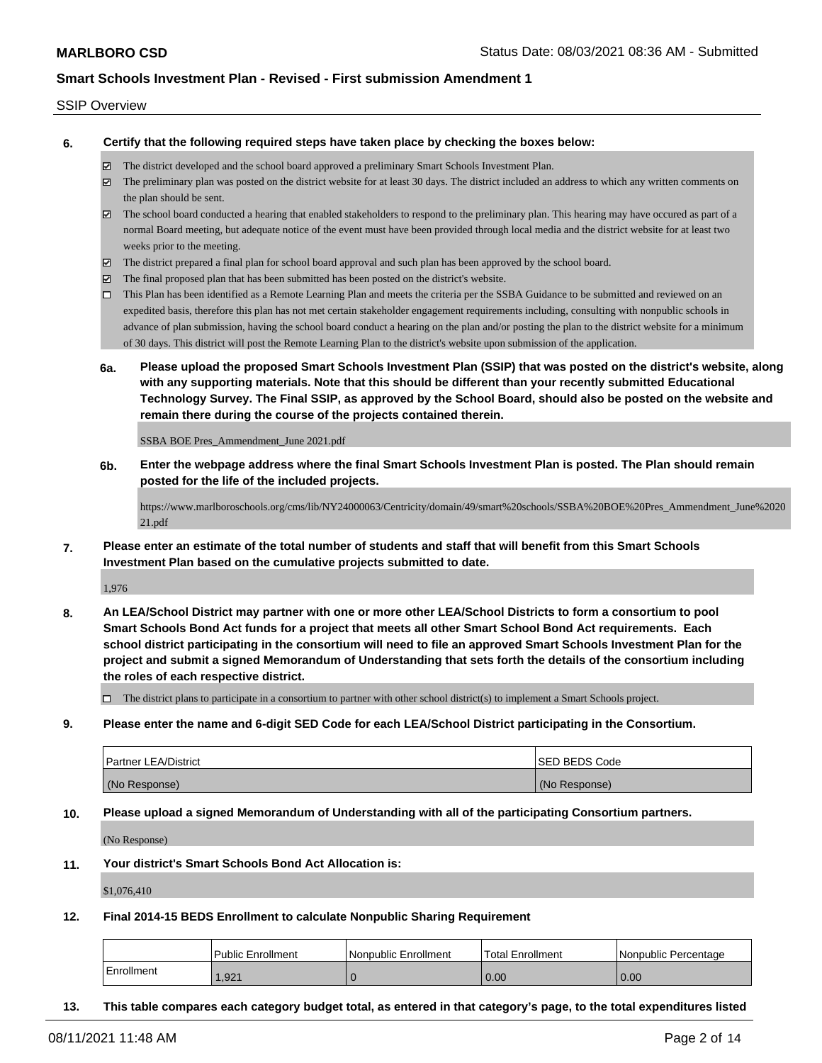SSIP Overview

**6. Certify that the following required steps have taken place by checking the boxes below:**

- ☑ The district developed and the school board approved a preliminary Smart Schools Investment Plan.
- ☑ The preliminary plan was posted on the district website for at least 30 days. The district included an address to which any written comments on the plan should be sent.
- ☑ The school board conducted a hearing that enabled stakeholders to respond to the preliminary plan. This hearing may have occured as part of a normal Board meeting, but adequate notice of the event must have been provided through local media and the district website for at least two weeks prior to the meeting.
- ☑ The district prepared a final plan for school board approval and such plan has been approved by the school board.
- ☑ The final proposed plan that has been submitted has been posted on the district's website.
- ☐ This Plan has been identified as a Remote Learning Plan and meets the criteria per the SSBA Guidance to be submitted and reviewed on an expedited basis, therefore this plan has not met certain stakeholder engagement requirements including, consulting with nonpublic schools in advance of plan submission, having the school board conduct a hearing on the plan and/or posting the plan to the district website for a minimum of 30 days. This district will post the Remote Learning Plan to the district's website upon submission of the application.

**6a. Please upload the proposed Smart Schools Investment Plan (SSIP) that was posted on the district's website, along with any supporting materials. Note that this should be different than your recently submitted Educational Technology Survey. The Final SSIP, as approved by the School Board, should also be posted on the website and remain there during the course of the projects contained therein.**

SSBA BOE Pres_Ammendment_June 2021.pdf

**6b. Enter the webpage address where the final Smart Schools Investment Plan is posted. The Plan should remain posted for the life of the included projects.**

https://www.marlboroschools.org/cms/lib/NY24000063/Centricity/domain/49/smart%20schools/SSBA%20BOE%20Pres_Ammendment_June%202021.pdf

**7. Please enter an estimate of the total number of students and staff that will benefit from this Smart Schools Investment Plan based on the cumulative projects submitted to date.**

1,976

**8. An LEA/School District may partner with one or more other LEA/School Districts to form a consortium to pool Smart Schools Bond Act funds for a project that meets all other Smart School Bond Act requirements. Each school district participating in the consortium will need to file an approved Smart Schools Investment Plan for the project and submit a signed Memorandum of Understanding that sets forth the details of the consortium including the roles of each respective district.**

- ☐ The district plans to participate in a consortium to partner with other school district(s) to implement a Smart Schools project.

**9. Please enter the name and 6-digit SED Code for each LEA/School District participating in the Consortium.**

| Partner LEA/District | SED BEDS Code |
|---|---|
| (No Response) | (No Response) |

**10. Please upload a signed Memorandum of Understanding with all of the participating Consortium partners.**

(No Response)

**11. Your district's Smart Schools Bond Act Allocation is:**

$1,076,410

**12. Final 2014-15 BEDS Enrollment to calculate Nonpublic Sharing Requirement**

| | Public Enrollment | Nonpublic Enrollment | Total Enrollment | Nonpublic Percentage |
|---|---|---|---|---|
| Enrollment | 1,921 | 0 | 0.00 | 0.00 |

**13. This table compares each category budget total, as entered in that category's page, to the total expenditures listed**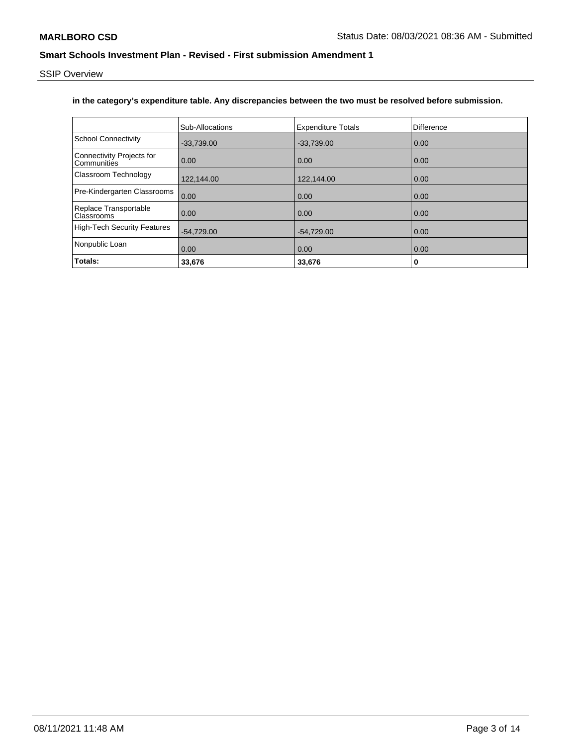**in the category's expenditure table. Any discrepancies between the two must be resolved before submission.**

| | Sub-Allocations | Expenditure Totals | Difference |
|---|---|---|---|
| School Connectivity | -33,739.00 | -33,739.00 | 0.00 |
| Connectivity Projects for Communities | 0.00 | 0.00 | 0.00 |
| Classroom Technology | 122,144.00 | 122,144.00 | 0.00 |
| Pre-Kindergarten Classrooms | 0.00 | 0.00 | 0.00 |
| Replace Transportable Classrooms | 0.00 | 0.00 | 0.00 |
| High-Tech Security Features | -54,729.00 | -54,729.00 | 0.00 |
| Nonpublic Loan | 0.00 | 0.00 | 0.00 |
| **Totals:** | **33,676** | **33,676** | **0** |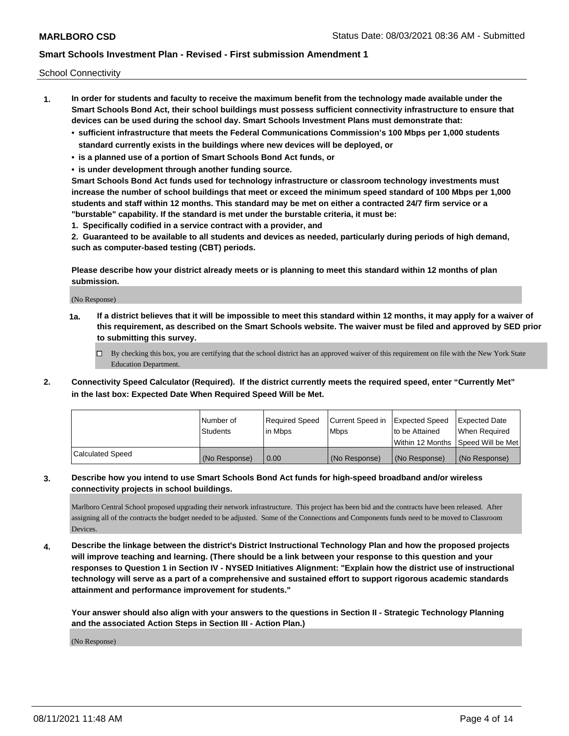School Connectivity

1. **In order for students and faculty to receive the maximum benefit from the technology made available under the Smart Schools Bond Act, their school buildings must possess sufficient connectivity infrastructure to ensure that devices can be used during the school day. Smart Schools Investment Plans must demonstrate that:**
   - **sufficient infrastructure that meets the Federal Communications Commission's 100 Mbps per 1,000 students standard currently exists in the buildings where new devices will be deployed, or**
   - **is a planned use of a portion of Smart Schools Bond Act funds, or**
   - **is under development through another funding source.**

   **Smart Schools Bond Act funds used for technology infrastructure or classroom technology investments must increase the number of school buildings that meet or exceed the minimum speed standard of 100 Mbps per 1,000 students and staff within 12 months. This standard may be met on either a contracted 24/7 firm service or a "burstable" capability. If the standard is met under the burstable criteria, it must be:**

   **1. Specifically codified in a service contract with a provider, and**

   **2. Guaranteed to be available to all students and devices as needed, particularly during periods of high demand, such as computer-based testing (CBT) periods.**

   **Please describe how your district already meets or is planning to meet this standard within 12 months of plan submission.**

   (No Response)

   **1a. If a district believes that it will be impossible to meet this standard within 12 months, it may apply for a waiver of this requirement, as described on the Smart Schools website. The waiver must be filed and approved by SED prior to submitting this survey.**

   ☐ By checking this box, you are certifying that the school district has an approved waiver of this requirement on file with the New York State Education Department.

2. **Connectivity Speed Calculator (Required). If the district currently meets the required speed, enter "Currently Met" in the last box: Expected Date When Required Speed Will be Met.**

| | Number of Students | Required Speed in Mbps | Current Speed in Mbps | Expected Speed to be Attained Within 12 Months | Expected Date When Required Speed Will be Met |
|---|---|---|---|---|---|
| Calculated Speed | (No Response) | 0.00 | (No Response) | (No Response) | (No Response) |

3. **Describe how you intend to use Smart Schools Bond Act funds for high-speed broadband and/or wireless connectivity projects in school buildings.**

   Marlboro Central School proposed upgrading their network infrastructure. This project has been bid and the contracts have been released. After assigning all of the contracts the budget needed to be adjusted. Some of the Connections and Components funds need to be moved to Classroom Devices.

4. **Describe the linkage between the district's District Instructional Technology Plan and how the proposed projects will improve teaching and learning. (There should be a link between your response to this question and your responses to Question 1 in Section IV - NYSED Initiatives Alignment: "Explain how the district use of instructional technology will serve as a part of a comprehensive and sustained effort to support rigorous academic standards attainment and performance improvement for students."**

   **Your answer should also align with your answers to the questions in Section II - Strategic Technology Planning and the associated Action Steps in Section III - Action Plan.)**

   (No Response)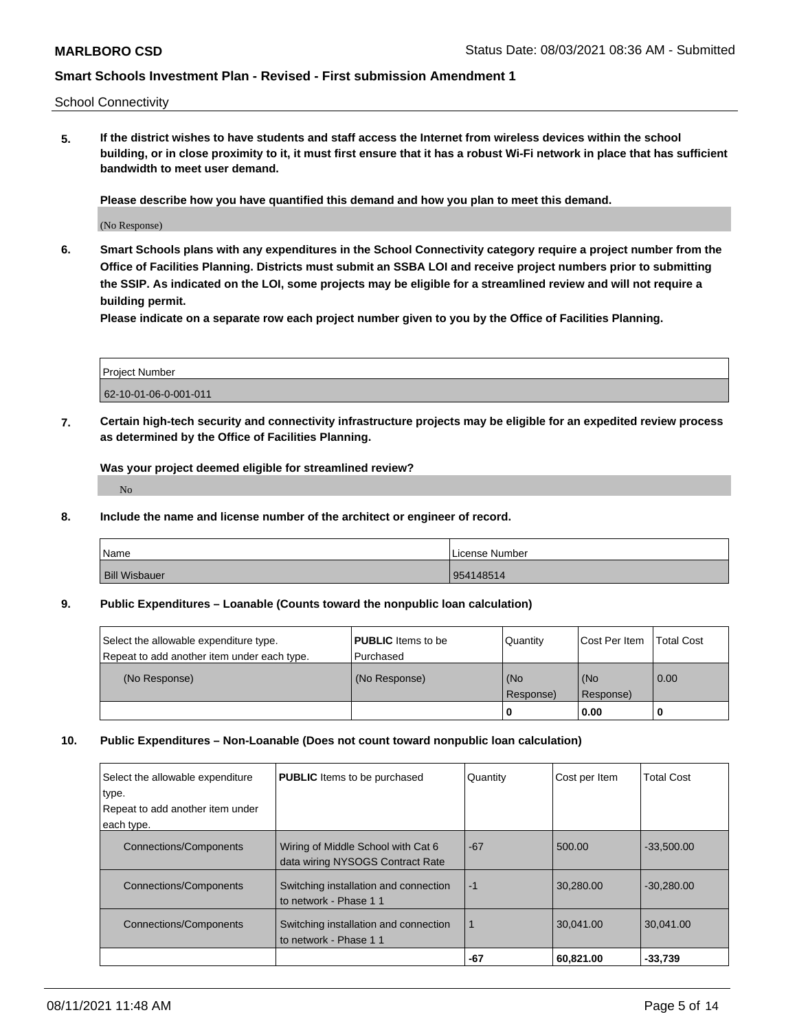School Connectivity

**5. If the district wishes to have students and staff access the Internet from wireless devices within the school building, or in close proximity to it, it must first ensure that it has a robust Wi-Fi network in place that has sufficient bandwidth to meet user demand.**

**Please describe how you have quantified this demand and how you plan to meet this demand.**

(No Response)

**6. Smart Schools plans with any expenditures in the School Connectivity category require a project number from the Office of Facilities Planning. Districts must submit an SSBA LOI and receive project numbers prior to submitting the SSIP. As indicated on the LOI, some projects may be eligible for a streamlined review and will not require a building permit.**

**Please indicate on a separate row each project number given to you by the Office of Facilities Planning.**

| Project Number |
| --- |
| 62-10-01-06-0-001-011 |

**7. Certain high-tech security and connectivity infrastructure projects may be eligible for an expedited review process as determined by the Office of Facilities Planning.**

**Was your project deemed eligible for streamlined review?**

No

**8. Include the name and license number of the architect or engineer of record.**

| Name | License Number |
| --- | --- |
| Bill Wisbauer | 954148514 |

**9. Public Expenditures – Loanable (Counts toward the nonpublic loan calculation)**

| Select the allowable expenditure type. Repeat to add another item under each type. | **PUBLIC** Items to be Purchased | Quantity | Cost Per Item | Total Cost |
| --- | --- | --- | --- | --- |
| (No Response) | (No Response) | (No Response) | (No Response) | 0.00 |
| | | **0** | **0.00** | **0** |

**10. Public Expenditures – Non-Loanable (Does not count toward nonpublic loan calculation)**

| Select the allowable expenditure type. Repeat to add another item under each type. | **PUBLIC** Items to be purchased | Quantity | Cost per Item | Total Cost |
| --- | --- | --- | --- | --- |
| Connections/Components | Wiring of Middle School with Cat 6 data wiring NYSOGS Contract Rate | -67 | 500.00 | -33,500.00 |
| Connections/Components | Switching installation and connection to network - Phase 1 1 | -1 | 30,280.00 | -30,280.00 |
| Connections/Components | Switching installation and connection to network - Phase 1 1 | 1 | 30,041.00 | 30,041.00 |
| | | **-67** | **60,821.00** | **-33,739** |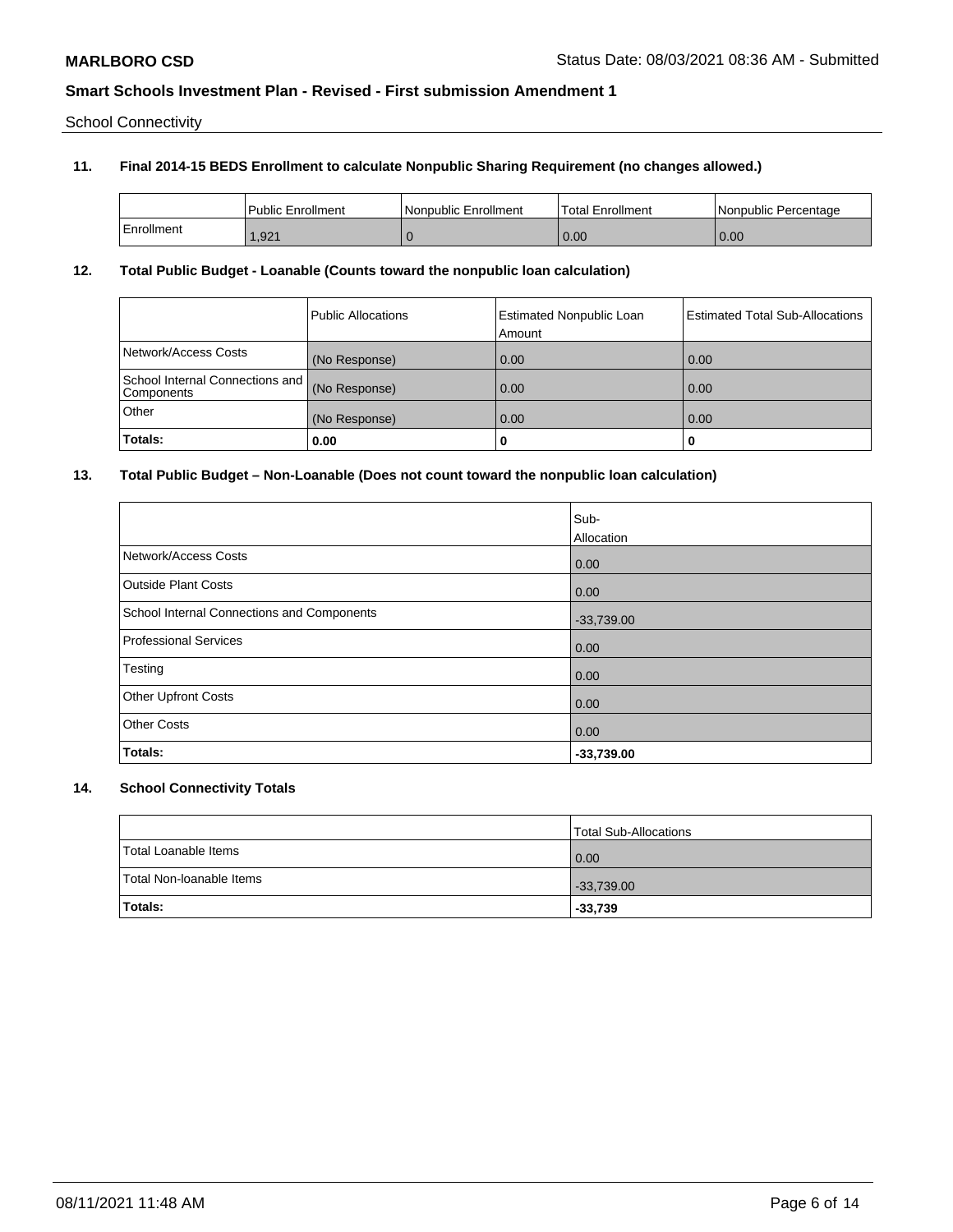School Connectivity

**11. Final 2014-15 BEDS Enrollment to calculate Nonpublic Sharing Requirement (no changes allowed.)**

| | Public Enrollment | Nonpublic Enrollment | Total Enrollment | Nonpublic Percentage |
|---|---|---|---|---|
| Enrollment | 1,921 | 0 | 0.00 | 0.00 |

**12. Total Public Budget - Loanable (Counts toward the nonpublic loan calculation)**

| | Public Allocations | Estimated Nonpublic Loan Amount | Estimated Total Sub-Allocations |
|---|---|---|---|
| Network/Access Costs | (No Response) | 0.00 | 0.00 |
| School Internal Connections and Components | (No Response) | 0.00 | 0.00 |
| Other | (No Response) | 0.00 | 0.00 |
| **Totals:** | **0.00** | **0** | **0** |

**13. Total Public Budget – Non-Loanable (Does not count toward the nonpublic loan calculation)**

| | Sub-Allocation |
|---|---|
| Network/Access Costs | 0.00 |
| Outside Plant Costs | 0.00 |
| School Internal Connections and Components | -33,739.00 |
| Professional Services | 0.00 |
| Testing | 0.00 |
| Other Upfront Costs | 0.00 |
| Other Costs | 0.00 |
| **Totals:** | **-33,739.00** |

**14. School Connectivity Totals**

| | Total Sub-Allocations |
|---|---|
| Total Loanable Items | 0.00 |
| Total Non-loanable Items | -33,739.00 |
| **Totals:** | **-33,739** |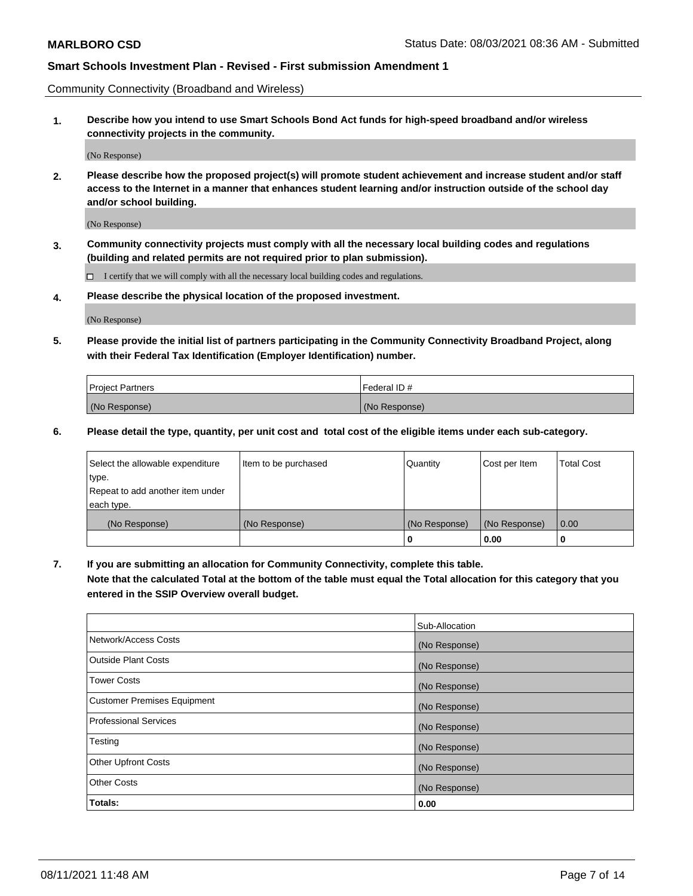Community Connectivity (Broadband and Wireless)

**1. Describe how you intend to use Smart Schools Bond Act funds for high-speed broadband and/or wireless connectivity projects in the community.**

(No Response)

**2. Please describe how the proposed project(s) will promote student achievement and increase student and/or staff access to the Internet in a manner that enhances student learning and/or instruction outside of the school day and/or school building.**

(No Response)

**3. Community connectivity projects must comply with all the necessary local building codes and regulations (building and related permits are not required prior to plan submission).**

☐ I certify that we will comply with all the necessary local building codes and regulations.

**4. Please describe the physical location of the proposed investment.**

(No Response)

**5. Please provide the initial list of partners participating in the Community Connectivity Broadband Project, along with their Federal Tax Identification (Employer Identification) number.**

| Project Partners | Federal ID # |
|---|---|
| (No Response) | (No Response) |

**6. Please detail the type, quantity, per unit cost and total cost of the eligible items under each sub-category.**

| Select the allowable expenditure type. Repeat to add another item under each type. | Item to be purchased | Quantity | Cost per Item | Total Cost |
|---|---|---|---|---|
| (No Response) | (No Response) | (No Response) | (No Response) | 0.00 |
| | | 0 | 0.00 | 0 |

**7. If you are submitting an allocation for Community Connectivity, complete this table. Note that the calculated Total at the bottom of the table must equal the Total allocation for this category that you entered in the SSIP Overview overall budget.**

| | Sub-Allocation |
|---|---|
| Network/Access Costs | (No Response) |
| Outside Plant Costs | (No Response) |
| Tower Costs | (No Response) |
| Customer Premises Equipment | (No Response) |
| Professional Services | (No Response) |
| Testing | (No Response) |
| Other Upfront Costs | (No Response) |
| Other Costs | (No Response) |
| **Totals:** | **0.00** |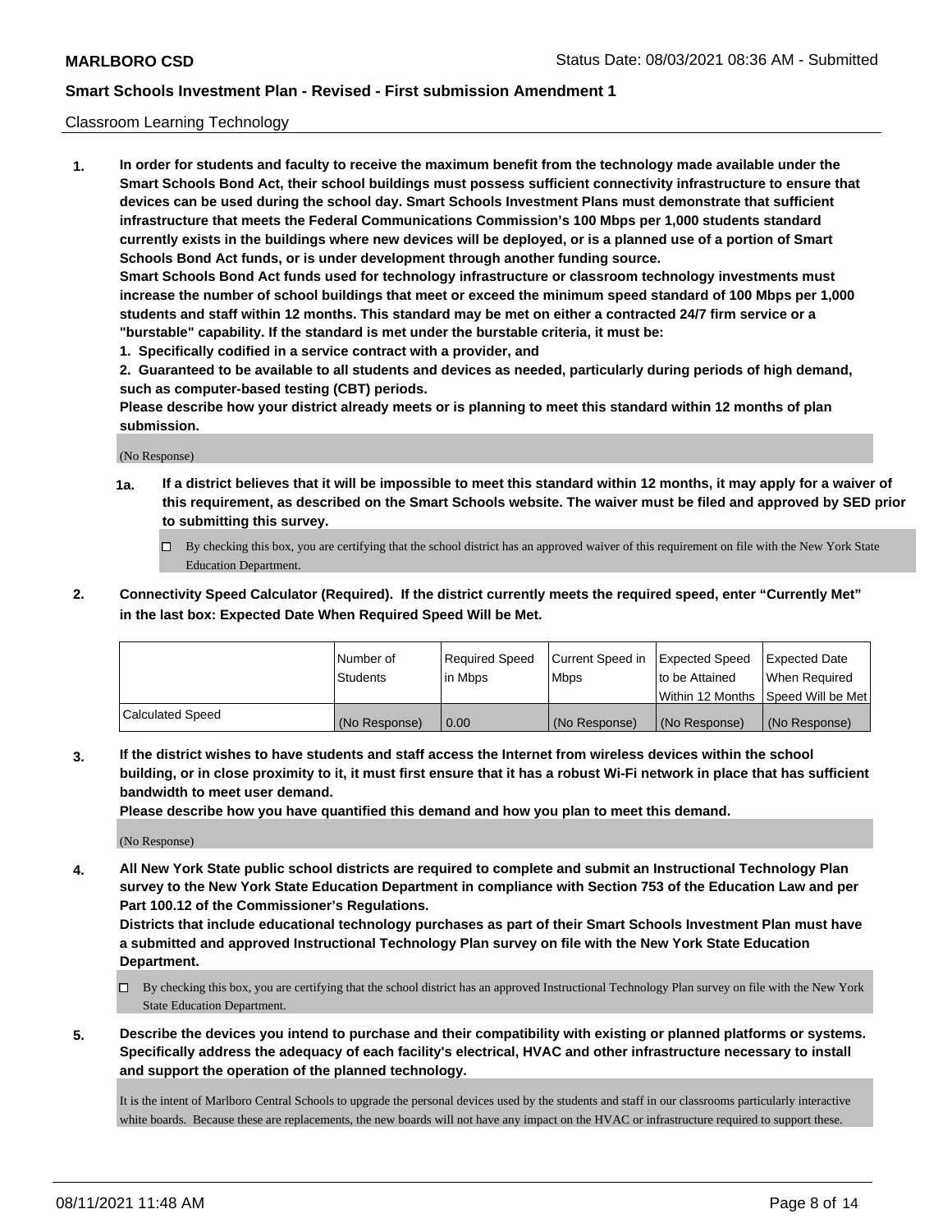## Classroom Learning Technology

**1. In order for students and faculty to receive the maximum benefit from the technology made available under the Smart Schools Bond Act, their school buildings must possess sufficient connectivity infrastructure to ensure that devices can be used during the school day. Smart Schools Investment Plans must demonstrate that sufficient infrastructure that meets the Federal Communications Commission's 100 Mbps per 1,000 students standard currently exists in the buildings where new devices will be deployed, or is a planned use of a portion of Smart Schools Bond Act funds, or is under development through another funding source.**

**Smart Schools Bond Act funds used for technology infrastructure or classroom technology investments must increase the number of school buildings that meet or exceed the minimum speed standard of 100 Mbps per 1,000 students and staff within 12 months. This standard may be met on either a contracted 24/7 firm service or a "burstable" capability. If the standard is met under the burstable criteria, it must be:**

**1. Specifically codified in a service contract with a provider, and**

**2. Guaranteed to be available to all students and devices as needed, particularly during periods of high demand, such as computer-based testing (CBT) periods.**

**Please describe how your district already meets or is planning to meet this standard within 12 months of plan submission.**

(No Response)

**1a. If a district believes that it will be impossible to meet this standard within 12 months, it may apply for a waiver of this requirement, as described on the Smart Schools website. The waiver must be filed and approved by SED prior to submitting this survey.**

☐ By checking this box, you are certifying that the school district has an approved waiver of this requirement on file with the New York State Education Department.

**2. Connectivity Speed Calculator (Required). If the district currently meets the required speed, enter "Currently Met" in the last box: Expected Date When Required Speed Will be Met.**

| | Number of Students | Required Speed in Mbps | Current Speed in Mbps | Expected Speed to be Attained Within 12 Months | Expected Date When Required Speed Will be Met |
|---|---|---|---|---|---|
| Calculated Speed | (No Response) | 0.00 | (No Response) | (No Response) | (No Response) |

**3. If the district wishes to have students and staff access the Internet from wireless devices within the school building, or in close proximity to it, it must first ensure that it has a robust Wi-Fi network in place that has sufficient bandwidth to meet user demand.**

**Please describe how you have quantified this demand and how you plan to meet this demand.**

(No Response)

**4. All New York State public school districts are required to complete and submit an Instructional Technology Plan survey to the New York State Education Department in compliance with Section 753 of the Education Law and per Part 100.12 of the Commissioner's Regulations.**

**Districts that include educational technology purchases as part of their Smart Schools Investment Plan must have a submitted and approved Instructional Technology Plan survey on file with the New York State Education Department.**

☐ By checking this box, you are certifying that the school district has an approved Instructional Technology Plan survey on file with the New York State Education Department.

**5. Describe the devices you intend to purchase and their compatibility with existing or planned platforms or systems. Specifically address the adequacy of each facility's electrical, HVAC and other infrastructure necessary to install and support the operation of the planned technology.**

It is the intent of Marlboro Central Schools to upgrade the personal devices used by the students and staff in our classrooms particularly interactive white boards. Because these are replacements, the new boards will not have any impact on the HVAC or infrastructure required to support these.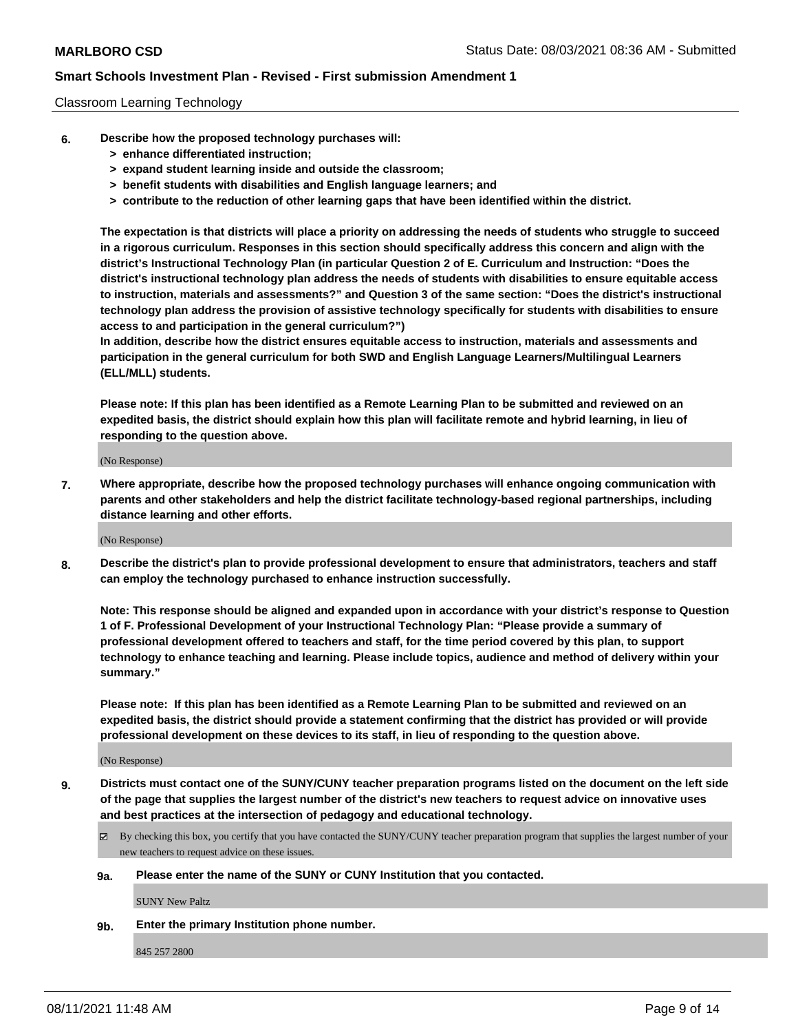Classroom Learning Technology

**6. Describe how the proposed technology purchases will:**

- **> enhance differentiated instruction;**
- **> expand student learning inside and outside the classroom;**
- **> benefit students with disabilities and English language learners; and**
- **> contribute to the reduction of other learning gaps that have been identified within the district.**

**The expectation is that districts will place a priority on addressing the needs of students who struggle to succeed in a rigorous curriculum. Responses in this section should specifically address this concern and align with the district's Instructional Technology Plan (in particular Question 2 of E. Curriculum and Instruction: "Does the district's instructional technology plan address the needs of students with disabilities to ensure equitable access to instruction, materials and assessments?" and Question 3 of the same section: "Does the district's instructional technology plan address the provision of assistive technology specifically for students with disabilities to ensure access to and participation in the general curriculum?")**

**In addition, describe how the district ensures equitable access to instruction, materials and assessments and participation in the general curriculum for both SWD and English Language Learners/Multilingual Learners (ELL/MLL) students.**

**Please note: If this plan has been identified as a Remote Learning Plan to be submitted and reviewed on an expedited basis, the district should explain how this plan will facilitate remote and hybrid learning, in lieu of responding to the question above.**

(No Response)

**7. Where appropriate, describe how the proposed technology purchases will enhance ongoing communication with parents and other stakeholders and help the district facilitate technology-based regional partnerships, including distance learning and other efforts.**

(No Response)

**8. Describe the district's plan to provide professional development to ensure that administrators, teachers and staff can employ the technology purchased to enhance instruction successfully.**

**Note: This response should be aligned and expanded upon in accordance with your district's response to Question 1 of F. Professional Development of your Instructional Technology Plan: "Please provide a summary of professional development offered to teachers and staff, for the time period covered by this plan, to support technology to enhance teaching and learning. Please include topics, audience and method of delivery within your summary."**

**Please note: If this plan has been identified as a Remote Learning Plan to be submitted and reviewed on an expedited basis, the district should provide a statement confirming that the district has provided or will provide professional development on these devices to its staff, in lieu of responding to the question above.**

(No Response)

**9. Districts must contact one of the SUNY/CUNY teacher preparation programs listed on the document on the left side of the page that supplies the largest number of the district's new teachers to request advice on innovative uses and best practices at the intersection of pedagogy and educational technology.**

☑ By checking this box, you certify that you have contacted the SUNY/CUNY teacher preparation program that supplies the largest number of your new teachers to request advice on these issues.

**9a. Please enter the name of the SUNY or CUNY Institution that you contacted.**

SUNY New Paltz

**9b. Enter the primary Institution phone number.**

845 257 2800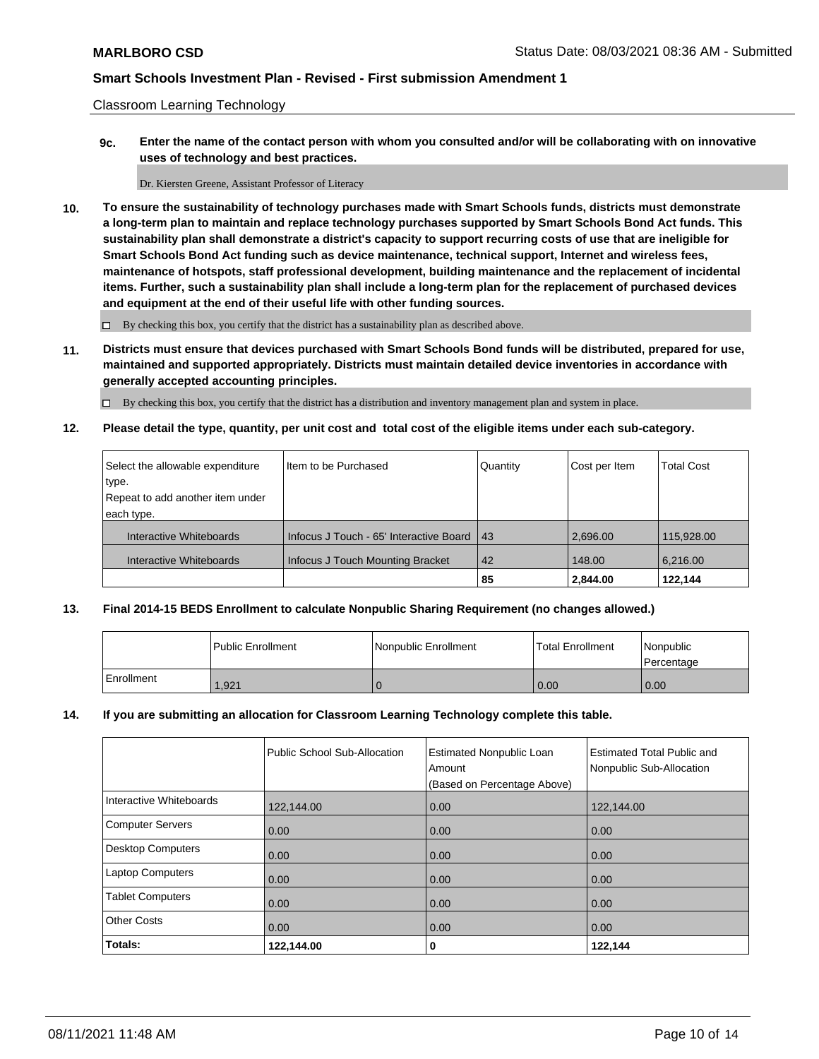Classroom Learning Technology

**9c. Enter the name of the contact person with whom you consulted and/or will be collaborating with on innovative uses of technology and best practices.**

Dr. Kiersten Greene, Assistant Professor of Literacy

**10. To ensure the sustainability of technology purchases made with Smart Schools funds, districts must demonstrate a long-term plan to maintain and replace technology purchases supported by Smart Schools Bond Act funds. This sustainability plan shall demonstrate a district's capacity to support recurring costs of use that are ineligible for Smart Schools Bond Act funding such as device maintenance, technical support, Internet and wireless fees, maintenance of hotspots, staff professional development, building maintenance and the replacement of incidental items. Further, such a sustainability plan shall include a long-term plan for the replacement of purchased devices and equipment at the end of their useful life with other funding sources.**

☐ By checking this box, you certify that the district has a sustainability plan as described above.

**11. Districts must ensure that devices purchased with Smart Schools Bond funds will be distributed, prepared for use, maintained and supported appropriately. Districts must maintain detailed device inventories in accordance with generally accepted accounting principles.**

☐ By checking this box, you certify that the district has a distribution and inventory management plan and system in place.

**12. Please detail the type, quantity, per unit cost and total cost of the eligible items under each sub-category.**

| Select the allowable expenditure type. Repeat to add another item under each type. | Item to be Purchased | Quantity | Cost per Item | Total Cost |
|---|---|---|---|---|
| Interactive Whiteboards | Infocus J Touch - 65' Interactive Board | 43 | 2,696.00 | 115,928.00 |
| Interactive Whiteboards | Infocus J Touch Mounting Bracket | 42 | 148.00 | 6,216.00 |
| | | **85** | **2,844.00** | **122,144** |

**13. Final 2014-15 BEDS Enrollment to calculate Nonpublic Sharing Requirement (no changes allowed.)**

| | Public Enrollment | Nonpublic Enrollment | Total Enrollment | Nonpublic Percentage |
|---|---|---|---|---|
| Enrollment | 1,921 | 0 | 0.00 | 0.00 |

**14. If you are submitting an allocation for Classroom Learning Technology complete this table.**

| | Public School Sub-Allocation | Estimated Nonpublic Loan Amount (Based on Percentage Above) | Estimated Total Public and Nonpublic Sub-Allocation |
|---|---|---|---|
| Interactive Whiteboards | 122,144.00 | 0.00 | 122,144.00 |
| Computer Servers | 0.00 | 0.00 | 0.00 |
| Desktop Computers | 0.00 | 0.00 | 0.00 |
| Laptop Computers | 0.00 | 0.00 | 0.00 |
| Tablet Computers | 0.00 | 0.00 | 0.00 |
| Other Costs | 0.00 | 0.00 | 0.00 |
| **Totals:** | **122,144.00** | **0** | **122,144** |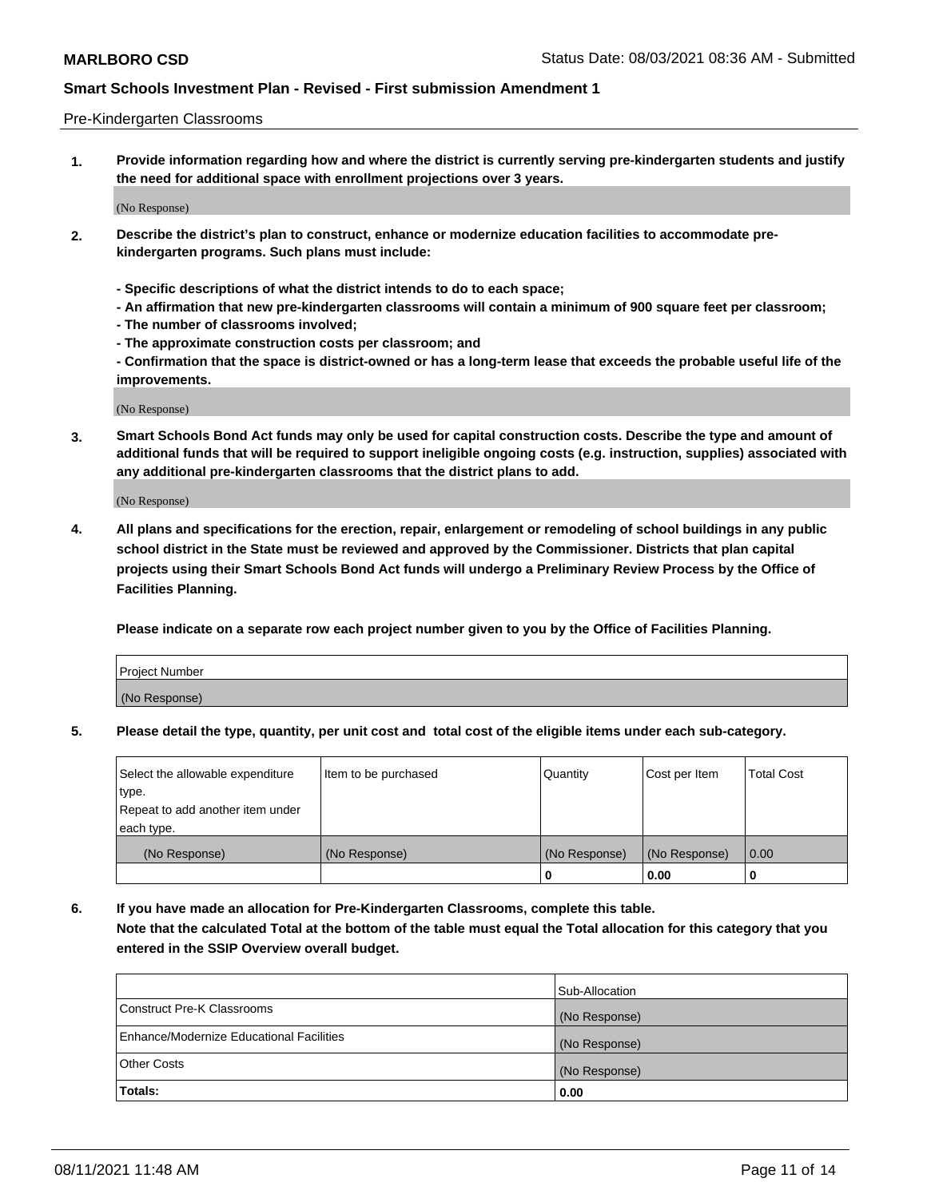Pre-Kindergarten Classrooms

**1. Provide information regarding how and where the district is currently serving pre-kindergarten students and justify the need for additional space with enrollment projections over 3 years.**

(No Response)

**2. Describe the district's plan to construct, enhance or modernize education facilities to accommodate pre-kindergarten programs. Such plans must include:**

**- Specific descriptions of what the district intends to do to each space;**
**- An affirmation that new pre-kindergarten classrooms will contain a minimum of 900 square feet per classroom;**
**- The number of classrooms involved;**
**- The approximate construction costs per classroom; and**
**- Confirmation that the space is district-owned or has a long-term lease that exceeds the probable useful life of the improvements.**

(No Response)

**3. Smart Schools Bond Act funds may only be used for capital construction costs. Describe the type and amount of additional funds that will be required to support ineligible ongoing costs (e.g. instruction, supplies) associated with any additional pre-kindergarten classrooms that the district plans to add.**

(No Response)

**4. All plans and specifications for the erection, repair, enlargement or remodeling of school buildings in any public school district in the State must be reviewed and approved by the Commissioner. Districts that plan capital projects using their Smart Schools Bond Act funds will undergo a Preliminary Review Process by the Office of Facilities Planning.**

**Please indicate on a separate row each project number given to you by the Office of Facilities Planning.**

| Project Number |
| --- |
| (No Response) |

**5. Please detail the type, quantity, per unit cost and total cost of the eligible items under each sub-category.**

| Select the allowable expenditure type. Repeat to add another item under each type. | Item to be purchased | Quantity | Cost per Item | Total Cost |
| --- | --- | --- | --- | --- |
| (No Response) | (No Response) | (No Response) | (No Response) | 0.00 |
| | | 0 | 0.00 | 0 |

**6. If you have made an allocation for Pre-Kindergarten Classrooms, complete this table. Note that the calculated Total at the bottom of the table must equal the Total allocation for this category that you entered in the SSIP Overview overall budget.**

| | Sub-Allocation |
| --- | --- |
| Construct Pre-K Classrooms | (No Response) |
| Enhance/Modernize Educational Facilities | (No Response) |
| Other Costs | (No Response) |
| **Totals:** | **0.00** |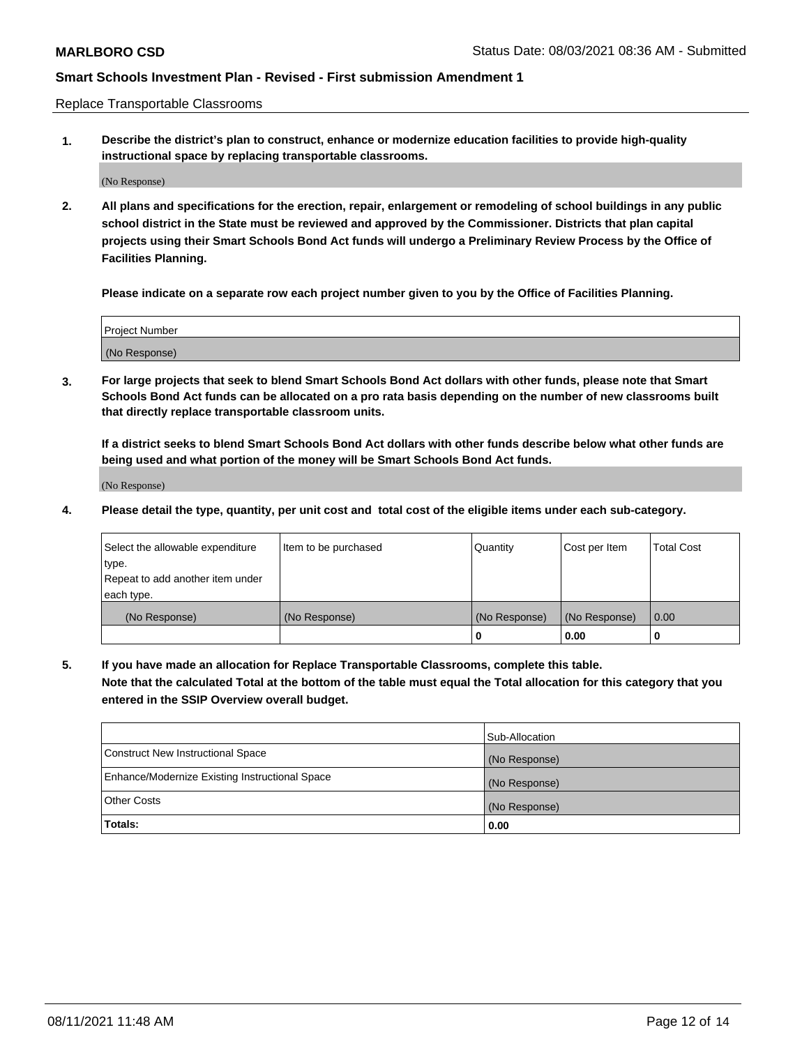Replace Transportable Classrooms

**1. Describe the district's plan to construct, enhance or modernize education facilities to provide high-quality instructional space by replacing transportable classrooms.**

(No Response)

**2. All plans and specifications for the erection, repair, enlargement or remodeling of school buildings in any public school district in the State must be reviewed and approved by the Commissioner. Districts that plan capital projects using their Smart Schools Bond Act funds will undergo a Preliminary Review Process by the Office of Facilities Planning.**

**Please indicate on a separate row each project number given to you by the Office of Facilities Planning.**

| Project Number |
|---|
| (No Response) |

**3. For large projects that seek to blend Smart Schools Bond Act dollars with other funds, please note that Smart Schools Bond Act funds can be allocated on a pro rata basis depending on the number of new classrooms built that directly replace transportable classroom units.**

**If a district seeks to blend Smart Schools Bond Act dollars with other funds describe below what other funds are being used and what portion of the money will be Smart Schools Bond Act funds.**

(No Response)

**4. Please detail the type, quantity, per unit cost and total cost of the eligible items under each sub-category.**

| Select the allowable expenditure type. Repeat to add another item under each type. | Item to be purchased | Quantity | Cost per Item | Total Cost |
|---|---|---|---|---|
| (No Response) | (No Response) | (No Response) | (No Response) | 0.00 |
| | | 0 | 0.00 | 0 |

**5. If you have made an allocation for Replace Transportable Classrooms, complete this table. Note that the calculated Total at the bottom of the table must equal the Total allocation for this category that you entered in the SSIP Overview overall budget.**

| | Sub-Allocation |
|---|---|
| Construct New Instructional Space | (No Response) |
| Enhance/Modernize Existing Instructional Space | (No Response) |
| Other Costs | (No Response) |
| **Totals:** | **0.00** |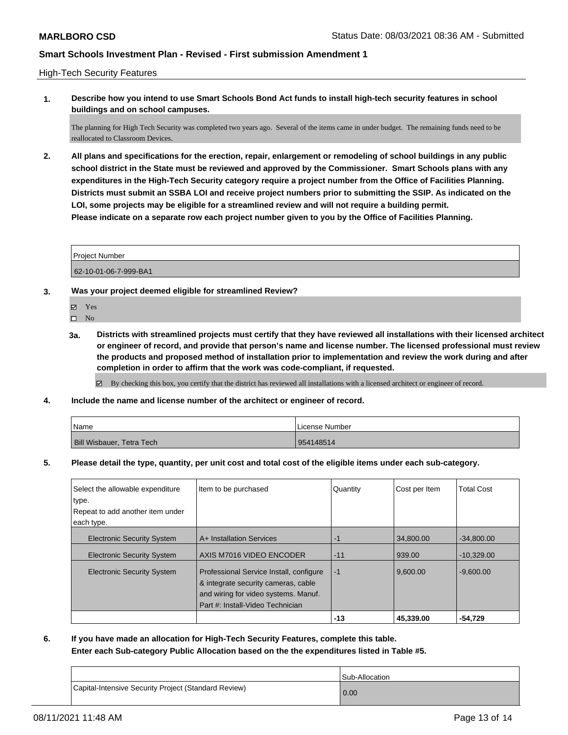High-Tech Security Features

**1. Describe how you intend to use Smart Schools Bond Act funds to install high-tech security features in school buildings and on school campuses.**

The planning for High Tech Security was completed two years ago. Several of the items came in under budget. The remaining funds need to be reallocated to Classroom Devices.

**2. All plans and specifications for the erection, repair, enlargement or remodeling of school buildings in any public school district in the State must be reviewed and approved by the Commissioner. Smart Schools plans with any expenditures in the High-Tech Security category require a project number from the Office of Facilities Planning. Districts must submit an SSBA LOI and receive project numbers prior to submitting the SSIP. As indicated on the LOI, some projects may be eligible for a streamlined review and will not require a building permit. Please indicate on a separate row each project number given to you by the Office of Facilities Planning.**

| Project Number |
| --- |
| 62-10-01-06-7-999-BA1 |

**3. Was your project deemed eligible for streamlined Review?**

- ☑ Yes
- ☐ No

**3a. Districts with streamlined projects must certify that they have reviewed all installations with their licensed architect or engineer of record, and provide that person's name and license number. The licensed professional must review the products and proposed method of installation prior to implementation and review the work during and after completion in order to affirm that the work was code-compliant, if requested.**

☑ By checking this box, you certify that the district has reviewed all installations with a licensed architect or engineer of record.

**4. Include the name and license number of the architect or engineer of record.**

| Name | License Number |
| --- | --- |
| Bill Wisbauer, Tetra Tech | 954148514 |

**5. Please detail the type, quantity, per unit cost and total cost of the eligible items under each sub-category.**

| Select the allowable expenditure type. Repeat to add another item under each type. | Item to be purchased | Quantity | Cost per Item | Total Cost |
| --- | --- | --- | --- | --- |
| Electronic Security System | A+ Installation Services | -1 | 34,800.00 | -34,800.00 |
| Electronic Security System | AXIS M7016 VIDEO ENCODER | -11 | 939.00 | -10,329.00 |
| Electronic Security System | Professional Service Install, configure & integrate security cameras, cable and wiring for video systems. Manuf. Part #: Install-Video Technician | -1 | 9,600.00 | -9,600.00 |
| | | **-13** | **45,339.00** | **-54,729** |

**6. If you have made an allocation for High-Tech Security Features, complete this table. Enter each Sub-category Public Allocation based on the the expenditures listed in Table #5.**

| | Sub-Allocation |
| --- | --- |
| Capital-Intensive Security Project (Standard Review) | 0.00 |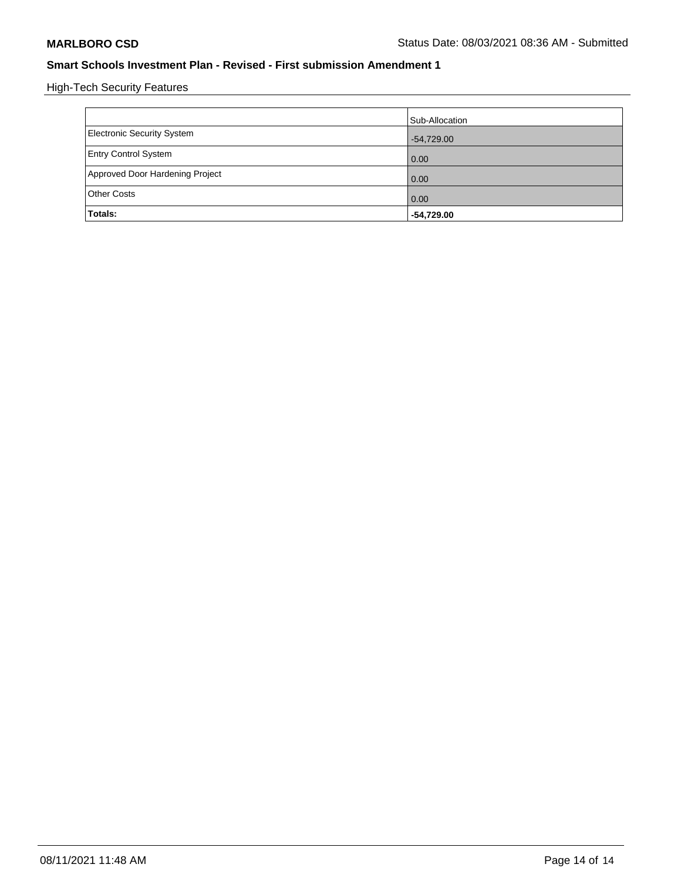## Smart Schools Investment Plan - Revised - First submission Amendment 1

High-Tech Security Features

| | Sub-Allocation |
|---|---|
| Electronic Security System | -54,729.00 |
| Entry Control System | 0.00 |
| Approved Door Hardening Project | 0.00 |
| Other Costs | 0.00 |
| **Totals:** | **-54,729.00** |